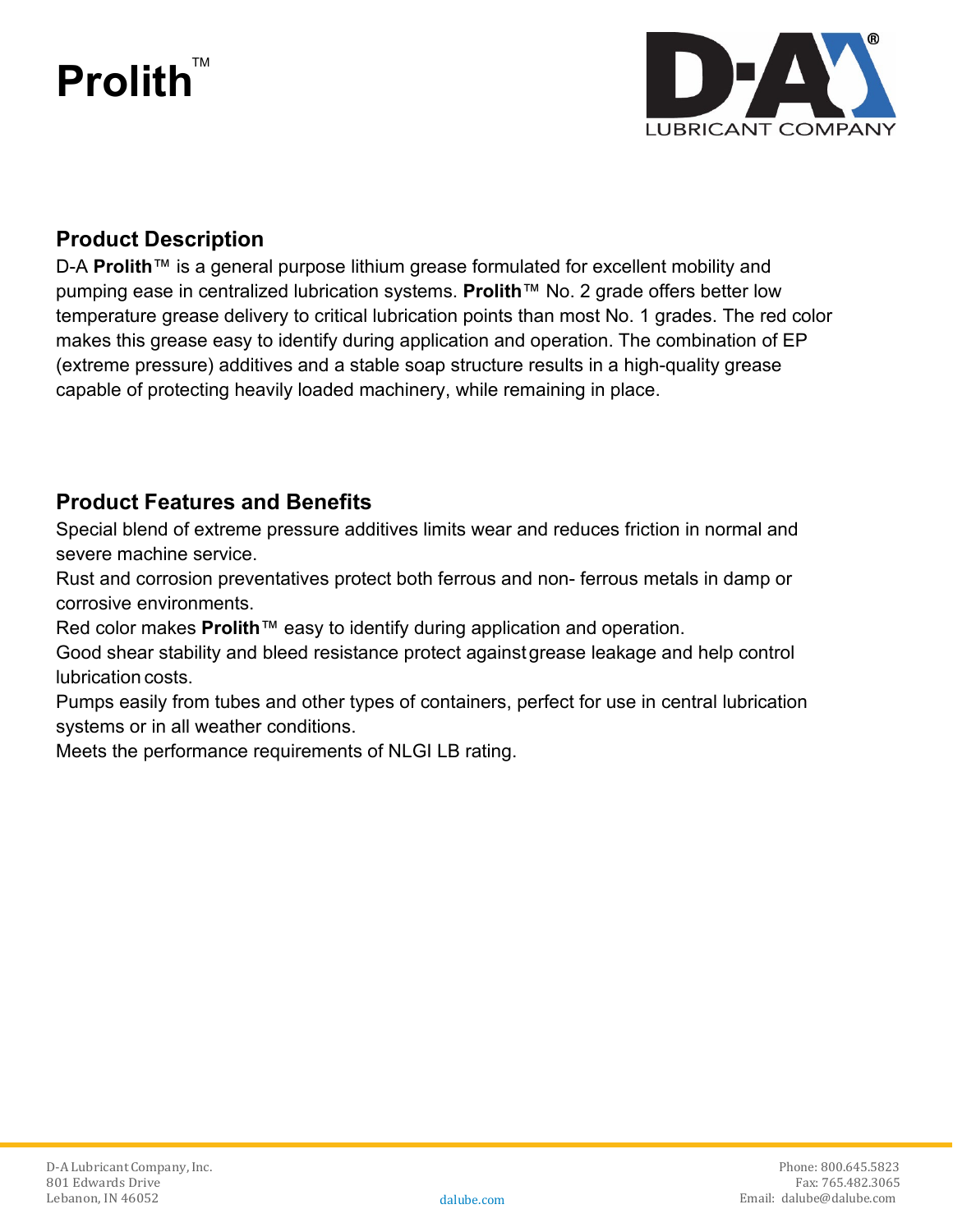# Prolith™

## Product Description

D-A **Prolith**™ is a general purpose lithium grease formulated for excellent mobility and pumping ease in centralized lubrication systems. **Prolith**™ No. 2 grade offers better low temperature grease delivery to critical lubrication points than most No. 1 grades. The red color makes this grease easy to identify during application and operation. The combination of EP (extreme pressure) additives and a stable soap structure results in a high-quality grease capable of protecting heavily loaded machinery, while remaining in place.

## Product Features and Benefits

Special blend of extreme pressure additives limits wear and reduces friction in normal and severe machine service.

Rust and corrosion preventatives protect both ferrous and non- ferrous metals in damp or corrosive environments.

Red color makes **Prolith**™ easy to identify during application and operation.

Good shear stability and bleed resistance protect against grease leakage and help control lubrication costs.

Pumps easily from tubes and other types of containers, perfect for use in central lubrication systems or in all weather conditions.

Meets the performance requirements of NLGI LB rating.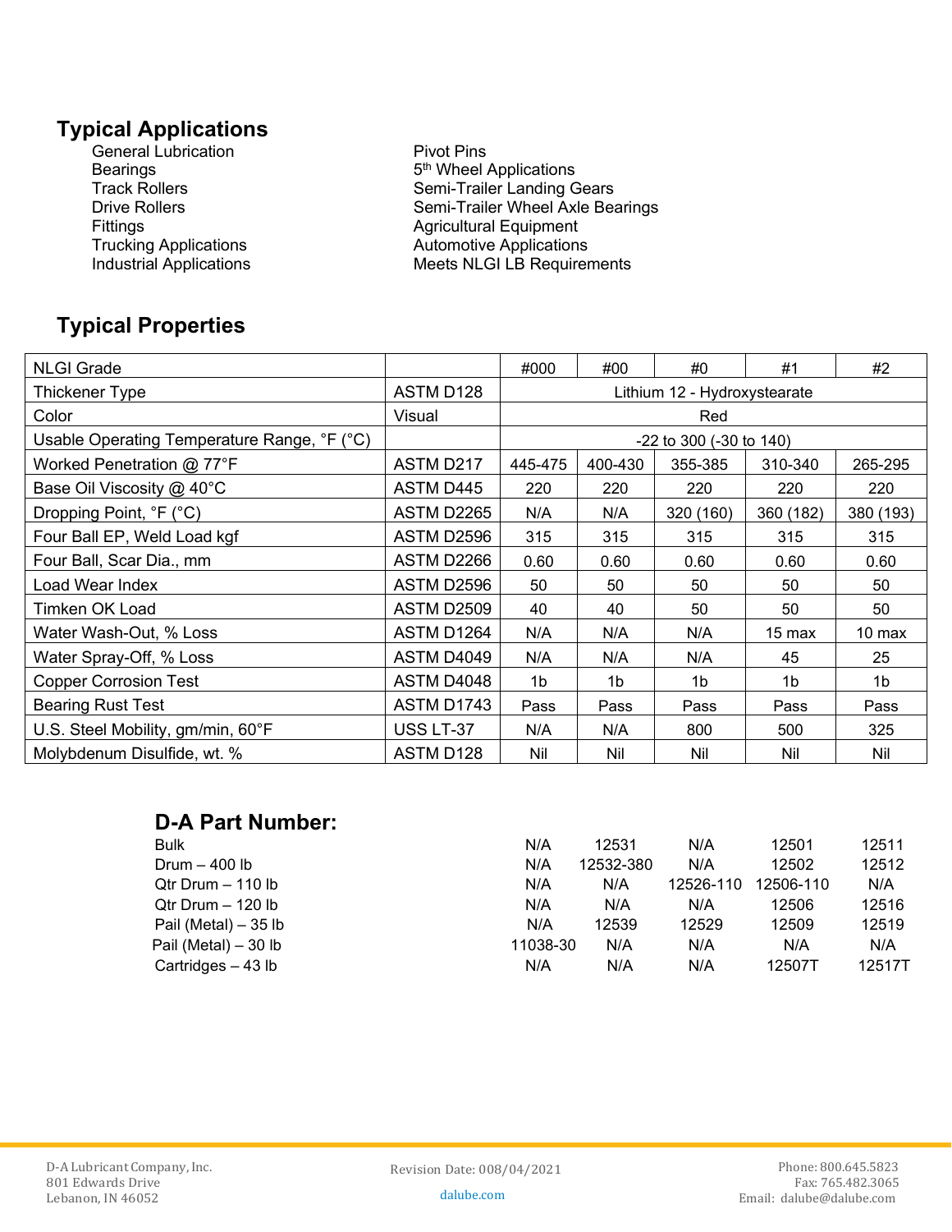## Typical Applications

- General Lubrication
- Bearings
- Track Rollers
- Drive Rollers
- Fittings
- Trucking Applications
- Industrial Applications
- Pivot Pins
- 5th Wheel Applications
- Semi-Trailer Landing Gears
- Semi-Trailer Wheel Axle Bearings
- Agricultural Equipment
- Automotive Applications
- Meets NLGI LB Requirements

## Typical Properties

| NLGI Grade | | #000 | #00 | #0 | #1 | #2 |
|---|---|---|---|---|---|---|
| Thickener Type | ASTM D128 | Lithium 12 - Hydroxystearate | | | | |
| Color | Visual | Red | | | | |
| Usable Operating Temperature Range, °F (°C) | | -22 to 300 (-30 to 140) | | | | |
| Worked Penetration @ 77°F | ASTM D217 | 445-475 | 400-430 | 355-385 | 310-340 | 265-295 |
| Base Oil Viscosity @ 40°C | ASTM D445 | 220 | 220 | 220 | 220 | 220 |
| Dropping Point, °F (°C) | ASTM D2265 | N/A | N/A | 320 (160) | 360 (182) | 380 (193) |
| Four Ball EP, Weld Load kgf | ASTM D2596 | 315 | 315 | 315 | 315 | 315 |
| Four Ball, Scar Dia., mm | ASTM D2266 | 0.60 | 0.60 | 0.60 | 0.60 | 0.60 |
| Load Wear Index | ASTM D2596 | 50 | 50 | 50 | 50 | 50 |
| Timken OK Load | ASTM D2509 | 40 | 40 | 50 | 50 | 50 |
| Water Wash-Out, % Loss | ASTM D1264 | N/A | N/A | N/A | 15 max | 10 max |
| Water Spray-Off, % Loss | ASTM D4049 | N/A | N/A | N/A | 45 | 25 |
| Copper Corrosion Test | ASTM D4048 | 1b | 1b | 1b | 1b | 1b |
| Bearing Rust Test | ASTM D1743 | Pass | Pass | Pass | Pass | Pass |
| U.S. Steel Mobility, gm/min, 60°F | USS LT-37 | N/A | N/A | 800 | 500 | 325 |
| Molybdenum Disulfide, wt. % | ASTM D128 | Nil | Nil | Nil | Nil | Nil |

## D-A Part Number:

| | | | | | |
|---|---|---|---|---|---|
| Bulk | N/A | 12531 | N/A | 12501 | 12511 |
| Drum – 400 lb | N/A | 12532-380 | N/A | 12502 | 12512 |
| Qtr Drum – 110 lb | N/A | N/A | 12526-110 | 12506-110 | N/A |
| Qtr Drum – 120 lb | N/A | N/A | N/A | 12506 | 12516 |
| Pail (Metal) – 35 lb | N/A | 12539 | 12529 | 12509 | 12519 |
| Pail (Metal) – 30 lb | 11038-30 | N/A | N/A | N/A | N/A |
| Cartridges – 43 lb | N/A | N/A | N/A | 12507T | 12517T |

D-A Lubricant Company, Inc.
801 Edwards Drive
Lebanon, IN 46052

Revision Date: 008/04/2021

dalube.com

Phone: 800.645.5823
Fax: 765.482.3065
Email: dalube@dalube.com